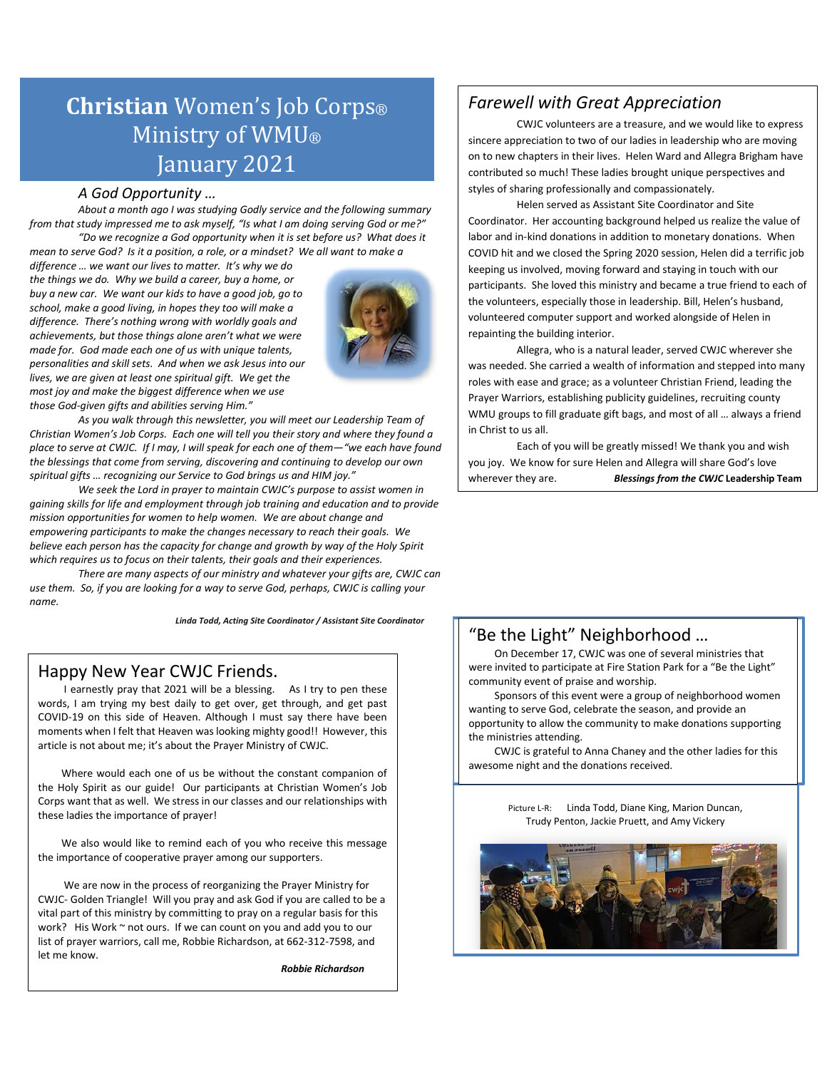# **Christian** Women's Job Corps® Ministry of WMU® January 2021

## *A God Opportunity …*

*About a month ago I was studying Godly service and the following summary from that study impressed me to ask myself, "Is what I am doing serving God or me?"*

*"Do we recognize a God opportunity when it is set before us? What does it mean to serve God? Is it a position, a role, or a mindset? We all want to make a difference … we want our lives to matter. It's why we do the things we do. Why we build a career, buy a home, or buy a new car. We want our kids to have a good job, go to school, make a good living, in hopes they too will make a difference. There's nothing wrong with worldly goals and achievements, but those things alone aren't what we were made for. God made each one of us with unique talents, personalities and skill sets. And when we ask Jesus into our lives, we are given at least one spiritual gift. We get the most joy and make the biggest difference when we use those God-given gifts and abilities serving Him."*

*As you walk through this newsletter, you will meet our Leadership Team of Christian Women's Job Corps. Each one will tell you their story and where they found a place to serve at CWJC. If I may, I will speak for each one of them—"we each have found the blessings that come from serving, discovering and continuing to develop our own spiritual gifts … recognizing our Service to God brings us and HIM joy."*

*We seek the Lord in prayer to maintain CWJC's purpose to assist women in gaining skills for life and employment through job training and education and to provide mission opportunities for women to help women. We are about change and empowering participants to make the changes necessary to reach their goals. We believe each person has the capacity for change and growth by way of the Holy Spirit which requires us to focus on their talents, their goals and their experiences.*

*There are many aspects of our ministry and whatever your gifts are, CWJC can use them. So, if you are looking for a way to serve God, perhaps, CWJC is calling your name.*

***Linda Todd, Acting Site Coordinator / Assistant Site Coordinator***

## Happy New Year CWJC Friends.

I earnestly pray that 2021 will be a blessing. As I try to pen these words, I am trying my best daily to get over, get through, and get past COVID-19 on this side of Heaven. Although I must say there have been moments when I felt that Heaven was looking mighty good!! However, this article is not about me; it's about the Prayer Ministry of CWJC.

Where would each one of us be without the constant companion of the Holy Spirit as our guide! Our participants at Christian Women's Job Corps want that as well. We stress in our classes and our relationships with these ladies the importance of prayer!

We also would like to remind each of you who receive this message the importance of cooperative prayer among our supporters.

We are now in the process of reorganizing the Prayer Ministry for CWJC- Golden Triangle! Will you pray and ask God if you are called to be a vital part of this ministry by committing to pray on a regular basis for this work? His Work ~ not ours. If we can count on you and add you to our list of prayer warriors, call me, Robbie Richardson, at 662-312-7598, and let me know.

***Robbie Richardson***

## *Farewell with Great Appreciation*

CWJC volunteers are a treasure, and we would like to express sincere appreciation to two of our ladies in leadership who are moving on to new chapters in their lives. Helen Ward and Allegra Brigham have contributed so much! These ladies brought unique perspectives and styles of sharing professionally and compassionately.

Helen served as Assistant Site Coordinator and Site Coordinator. Her accounting background helped us realize the value of labor and in-kind donations in addition to monetary donations. When COVID hit and we closed the Spring 2020 session, Helen did a terrific job keeping us involved, moving forward and staying in touch with our participants. She loved this ministry and became a true friend to each of the volunteers, especially those in leadership. Bill, Helen's husband, volunteered computer support and worked alongside of Helen in repainting the building interior.

Allegra, who is a natural leader, served CWJC wherever she was needed. She carried a wealth of information and stepped into many roles with ease and grace; as a volunteer Christian Friend, leading the Prayer Warriors, establishing publicity guidelines, recruiting county WMU groups to fill graduate gift bags, and most of all … always a friend in Christ to us all.

Each of you will be greatly missed! We thank you and wish you joy. We know for sure Helen and Allegra will share God's love wherever they are. ***Blessings from the CWJC* Leadership Team**

## "Be the Light" Neighborhood …

On December 17, CWJC was one of several ministries that were invited to participate at Fire Station Park for a "Be the Light" community event of praise and worship.

Sponsors of this event were a group of neighborhood women wanting to serve God, celebrate the season, and provide an opportunity to allow the community to make donations supporting the ministries attending.

CWJC is grateful to Anna Chaney and the other ladies for this awesome night and the donations received.

Picture L-R: Linda Todd, Diane King, Marion Duncan, Trudy Penton, Jackie Pruett, and Amy Vickery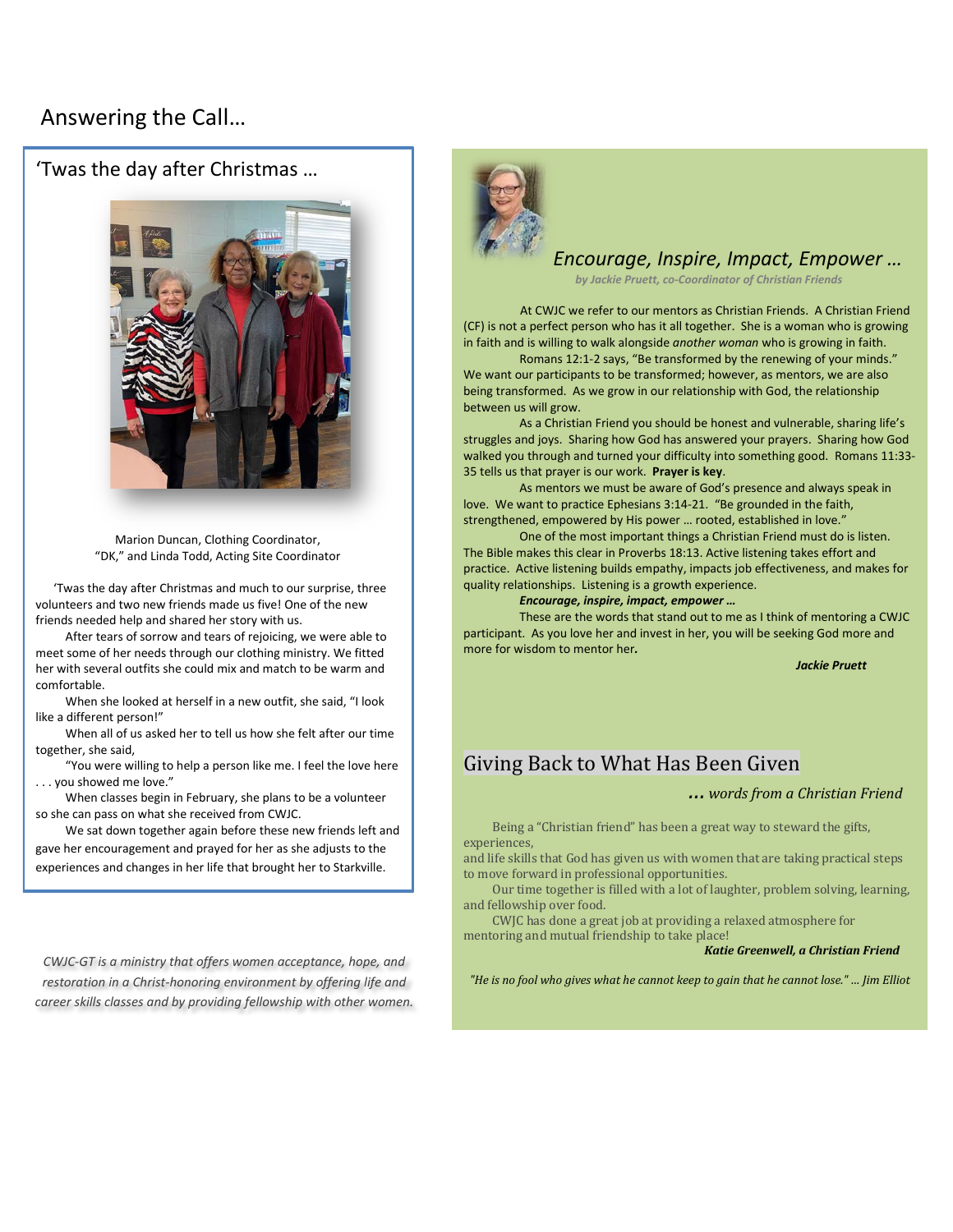# Answering the Call…

## 'Twas the day after Christmas …

Marion Duncan, Clothing Coordinator,
"DK," and Linda Todd, Acting Site Coordinator

'Twas the day after Christmas and much to our surprise, three volunteers and two new friends made us five! One of the new friends needed help and shared her story with us.

After tears of sorrow and tears of rejoicing, we were able to meet some of her needs through our clothing ministry. We fitted her with several outfits she could mix and match to be warm and comfortable.

When she looked at herself in a new outfit, she said, "I look like a different person!"

When all of us asked her to tell us how she felt after our time together, she said,

"You were willing to help a person like me. I feel the love here . . . you showed me love."

When classes begin in February, she plans to be a volunteer so she can pass on what she received from CWJC.

We sat down together again before these new friends left and gave her encouragement and prayed for her as she adjusts to the experiences and changes in her life that brought her to Starkville.

*CWJC-GT is a ministry that offers women acceptance, hope, and restoration in a Christ-honoring environment by offering life and career skills classes and by providing fellowship with other women.*

## *Encourage, Inspire, Impact, Empower …*

***by Jackie Pruett, co-Coordinator of Christian Friends***

At CWJC we refer to our mentors as Christian Friends. A Christian Friend (CF) is not a perfect person who has it all together. She is a woman who is growing in faith and is willing to walk alongside *another woman* who is growing in faith.

Romans 12:1-2 says, "Be transformed by the renewing of your minds." We want our participants to be transformed; however, as mentors, we are also being transformed. As we grow in our relationship with God, the relationship between us will grow.

As a Christian Friend you should be honest and vulnerable, sharing life's struggles and joys. Sharing how God has answered your prayers. Sharing how God walked you through and turned your difficulty into something good. Romans 11:33-35 tells us that prayer is our work. **Prayer is key**.

As mentors we must be aware of God's presence and always speak in love. We want to practice Ephesians 3:14-21. "Be grounded in the faith, strengthened, empowered by His power … rooted, established in love."

One of the most important things a Christian Friend must do is listen. The Bible makes this clear in Proverbs 18:13. Active listening takes effort and practice. Active listening builds empathy, impacts job effectiveness, and makes for quality relationships. Listening is a growth experience.

***Encourage, inspire, impact, empower …***

These are the words that stand out to me as I think of mentoring a CWJC participant. As you love her and invest in her, you will be seeking God more and more for wisdom to mentor her.

***Jackie Pruett***

## Giving Back to What Has Been Given

***… words from a Christian Friend***

Being a "Christian friend" has been a great way to steward the gifts, experiences,
and life skills that God has given us with women that are taking practical steps to move forward in professional opportunities.

Our time together is filled with a lot of laughter, problem solving, learning, and fellowship over food.

CWJC has done a great job at providing a relaxed atmosphere for mentoring and mutual friendship to take place!

***Katie Greenwell, a Christian Friend***

*"He is no fool who gives what he cannot keep to gain that he cannot lose." … Jim Elliot*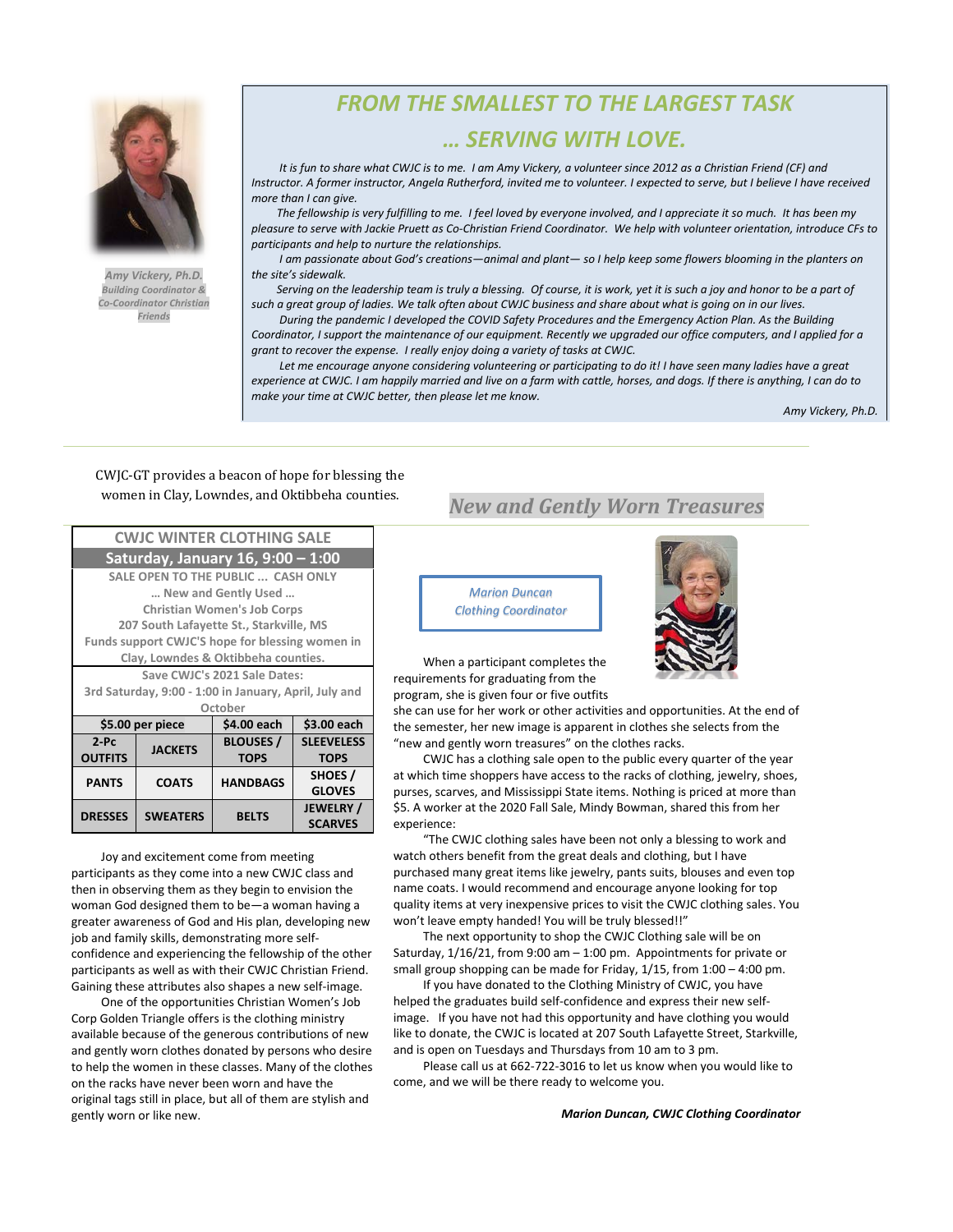Amy Vickery, Ph.D.
Building Coordinator & Co-Coordinator Christian Friends

## *FROM THE SMALLEST TO THE LARGEST TASK … SERVING WITH LOVE.*

*It is fun to share what CWJC is to me. I am Amy Vickery, a volunteer since 2012 as a Christian Friend (CF) and Instructor. A former instructor, Angela Rutherford, invited me to volunteer. I expected to serve, but I believe I have received more than I can give.*

*The fellowship is very fulfilling to me. I feel loved by everyone involved, and I appreciate it so much. It has been my pleasure to serve with Jackie Pruett as Co-Christian Friend Coordinator. We help with volunteer orientation, introduce CFs to participants and help to nurture the relationships.*

*I am passionate about God's creations—animal and plant— so I help keep some flowers blooming in the planters on the site's sidewalk.*

*Serving on the leadership team is truly a blessing. Of course, it is work, yet it is such a joy and honor to be a part of such a great group of ladies. We talk often about CWJC business and share about what is going on in our lives.*

*During the pandemic I developed the COVID Safety Procedures and the Emergency Action Plan. As the Building Coordinator, I support the maintenance of our equipment. Recently we upgraded our office computers, and I applied for a grant to recover the expense. I really enjoy doing a variety of tasks at CWJC.*

*Let me encourage anyone considering volunteering or participating to do it! I have seen many ladies have a great experience at CWJC. I am happily married and live on a farm with cattle, horses, and dogs. If there is anything, I can do to make your time at CWJC better, then please let me know.*

*Amy Vickery, Ph.D.*

---

CWJC-GT provides a beacon of hope for blessing the women in Clay, Lowndes, and Oktibbeha counties.

## *New and Gently Worn Treasures*

| CWJC WINTER CLOTHING SALE | | | |
|---|---|---|---|
| **Saturday, January 16, 9:00 – 1:00** | | | |
| SALE OPEN TO THE PUBLIC … CASH ONLY … New and Gently Used … Christian Women's Job Corps 207 South Lafayette St., Starkville, MS Funds support CWJC'S hope for blessing women in Clay, Lowndes & Oktibbeha counties. | | | |
| Save CWJC's 2021 Sale Dates: 3rd Saturday, 9:00 - 1:00 in January, April, July and October | | | |
| **$5.00 per piece** | | **$4.00 each** | **$3.00 each** |
| **2-Pc OUTFITS** | **JACKETS** | **BLOUSES / TOPS** | **SLEEVELESS TOPS** |
| **PANTS** | **COATS** | **HANDBAGS** | **SHOES / GLOVES** |
| **DRESSES** | **SWEATERS** | **BELTS** | **JEWELRY / SCARVES** |

Joy and excitement come from meeting participants as they come into a new CWJC class and then in observing them as they begin to envision the woman God designed them to be—a woman having a greater awareness of God and His plan, developing new job and family skills, demonstrating more self-confidence and experiencing the fellowship of the other participants as well as with their CWJC Christian Friend. Gaining these attributes also shapes a new self-image.

One of the opportunities Christian Women's Job Corp Golden Triangle offers is the clothing ministry available because of the generous contributions of new and gently worn clothes donated by persons who desire to help the women in these classes. Many of the clothes on the racks have never been worn and have the original tags still in place, but all of them are stylish and gently worn or like new.

*Marion Duncan*
*Clothing Coordinator*

When a participant completes the requirements for graduating from the program, she is given four or five outfits she can use for her work or other activities and opportunities. At the end of the semester, her new image is apparent in clothes she selects from the "new and gently worn treasures" on the clothes racks.

CWJC has a clothing sale open to the public every quarter of the year at which time shoppers have access to the racks of clothing, jewelry, shoes, purses, scarves, and Mississippi State items. Nothing is priced at more than $5. A worker at the 2020 Fall Sale, Mindy Bowman, shared this from her experience:

"The CWJC clothing sales have been not only a blessing to work and watch others benefit from the great deals and clothing, but I have purchased many great items like jewelry, pants suits, blouses and even top name coats. I would recommend and encourage anyone looking for top quality items at very inexpensive prices to visit the CWJC clothing sales. You won't leave empty handed! You will be truly blessed!!"

The next opportunity to shop the CWJC Clothing sale will be on Saturday, 1/16/21, from 9:00 am – 1:00 pm. Appointments for private or small group shopping can be made for Friday, 1/15, from 1:00 – 4:00 pm.

If you have donated to the Clothing Ministry of CWJC, you have helped the graduates build self-confidence and express their new self-image. If you have not had this opportunity and have clothing you would like to donate, the CWJC is located at 207 South Lafayette Street, Starkville, and is open on Tuesdays and Thursdays from 10 am to 3 pm.

Please call us at 662-722-3016 to let us know when you would like to come, and we will be there ready to welcome you.

***Marion Duncan, CWJC Clothing Coordinator***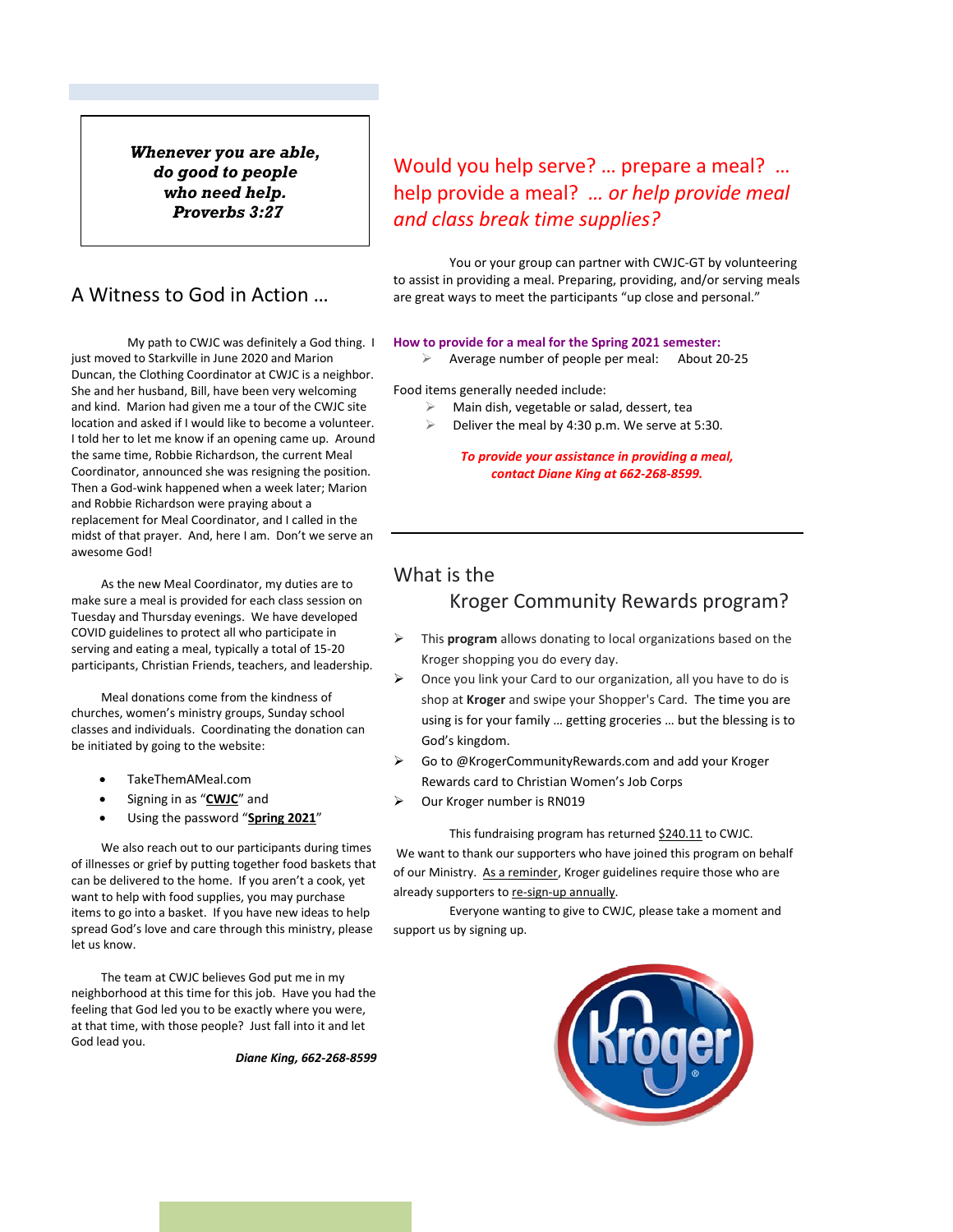***Whenever you are able,***
***do good to people***
***who need help.***
***Proverbs 3:27***

## A Witness to God in Action …

My path to CWJC was definitely a God thing. I just moved to Starkville in June 2020 and Marion Duncan, the Clothing Coordinator at CWJC is a neighbor. She and her husband, Bill, have been very welcoming and kind. Marion had given me a tour of the CWJC site location and asked if I would like to become a volunteer. I told her to let me know if an opening came up. Around the same time, Robbie Richardson, the current Meal Coordinator, announced she was resigning the position. Then a God-wink happened when a week later; Marion and Robbie Richardson were praying about a replacement for Meal Coordinator, and I called in the midst of that prayer. And, here I am. Don't we serve an awesome God!

As the new Meal Coordinator, my duties are to make sure a meal is provided for each class session on Tuesday and Thursday evenings. We have developed COVID guidelines to protect all who participate in serving and eating a meal, typically a total of 15-20 participants, Christian Friends, teachers, and leadership.

Meal donations come from the kindness of churches, women's ministry groups, Sunday school classes and individuals. Coordinating the donation can be initiated by going to the website:

- TakeThemAMeal.com
- Signing in as "**CWJC**" and
- Using the password "**Spring 2021**"

We also reach out to our participants during times of illnesses or grief by putting together food baskets that can be delivered to the home. If you aren't a cook, yet want to help with food supplies, you may purchase items to go into a basket. If you have new ideas to help spread God's love and care through this ministry, please let us know.

The team at CWJC believes God put me in my neighborhood at this time for this job. Have you had the feeling that God led you to be exactly where you were, at that time, with those people? Just fall into it and let God lead you.

***Diane King, 662-268-8599***

## Would you help serve? … prepare a meal? … help provide a meal? *… or help provide meal and class break time supplies?*

You or your group can partner with CWJC-GT by volunteering to assist in providing a meal. Preparing, providing, and/or serving meals are great ways to meet the participants "up close and personal."

**How to provide for a meal for the Spring 2021 semester:**

- Average number of people per meal: About 20-25

Food items generally needed include:

- Main dish, vegetable or salad, dessert, tea
- Deliver the meal by 4:30 p.m. We serve at 5:30.

***To provide your assistance in providing a meal, contact Diane King at 662-268-8599.***

---

## What is the Kroger Community Rewards program?

- This **program** allows donating to local organizations based on the Kroger shopping you do every day.
- Once you link your Card to our organization, all you have to do is shop at **Kroger** and swipe your Shopper's Card. The time you are using is for your family … getting groceries … but the blessing is to God's kingdom.
- Go to @KrogerCommunityRewards.com and add your Kroger Rewards card to Christian Women's Job Corps
- Our Kroger number is RN019

This fundraising program has returned $240.11 to CWJC. We want to thank our supporters who have joined this program on behalf of our Ministry. As a reminder, Kroger guidelines require those who are already supporters to re-sign-up annually.

Everyone wanting to give to CWJC, please take a moment and support us by signing up.

Kroger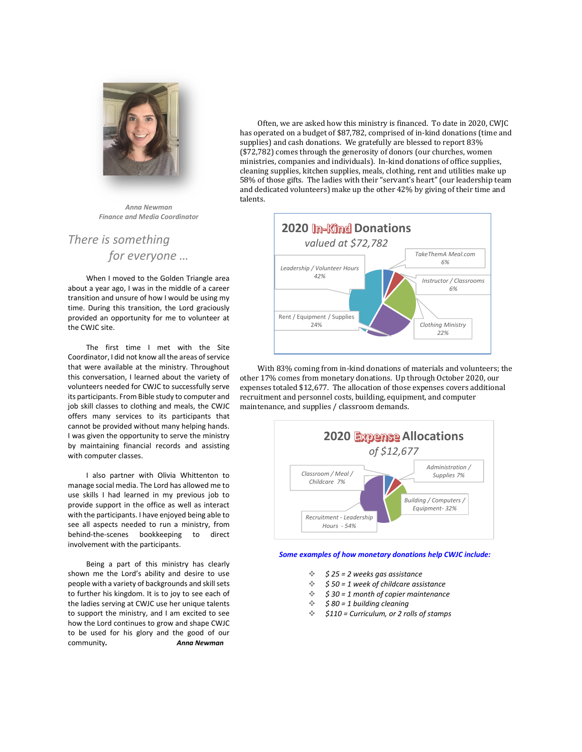*Anna Newman*
*Finance and Media Coordinator*

## *There is something for everyone …*

When I moved to the Golden Triangle area about a year ago, I was in the middle of a career transition and unsure of how I would be using my time. During this transition, the Lord graciously provided an opportunity for me to volunteer at the CWJC site.

The first time I met with the Site Coordinator, I did not know all the areas of service that were available at the ministry. Throughout this conversation, I learned about the variety of volunteers needed for CWJC to successfully serve its participants. From Bible study to computer and job skill classes to clothing and meals, the CWJC offers many services to its participants that cannot be provided without many helping hands. I was given the opportunity to serve the ministry by maintaining financial records and assisting with computer classes.

I also partner with Olivia Whittenton to manage social media. The Lord has allowed me to use skills I had learned in my previous job to provide support in the office as well as interact with the participants. I have enjoyed being able to see all aspects needed to run a ministry, from behind-the-scenes bookkeeping to direct involvement with the participants.

Being a part of this ministry has clearly shown me the Lord's ability and desire to use people with a variety of backgrounds and skill sets to further his kingdom. It is to joy to see each of the ladies serving at CWJC use her unique talents to support the ministry, and I am excited to see how the Lord continues to grow and shape CWJC to be used for his glory and the good of our community. ***Anna Newman***

Often, we are asked how this ministry is financed. To date in 2020, CWJC has operated on a budget of $87,782, comprised of in-kind donations (time and supplies) and cash donations. We gratefully are blessed to report 83% ($72,782) comes through the generosity of donors (our churches, women ministries, companies and individuals). In-kind donations of office supplies, cleaning supplies, kitchen supplies, meals, clothing, rent and utilities make up 58% of those gifts. The ladies with their "servant's heart" (our leadership team and dedicated volunteers) make up the other 42% by giving of their time and talents.

**2020 In-Kind Donations**
*valued at $72,782*

- *Leadership / Volunteer Hours 42%*
- *TakeThemA Meal.com 6%*
- *Instructor / Classrooms 6%*
- *Clothing Ministry 22%*
- Rent / Equipment / Supplies 24%

With 83% coming from in-kind donations of materials and volunteers; the other 17% comes from monetary donations. Up through October 2020, our expenses totaled $12,677. The allocation of those expenses covers additional recruitment and personnel costs, building, equipment, and computer maintenance, and supplies / classroom demands.

**2020 Expense Allocations**
*of $12,677*

- *Classroom / Meal / Childcare 7%*
- *Administration / Supplies 7%*
- *Building / Computers / Equipment- 32%*
- *Recruitment - Leadership Hours - 54%*

***Some examples of how monetary donations help CWJC include:***

- *$ 25 = 2 weeks gas assistance*
- *$ 50 = 1 week of childcare assistance*
- *$ 30 = 1 month of copier maintenance*
- *$ 80 = 1 building cleaning*
- *$110 = Curriculum, or 2 rolls of stamps*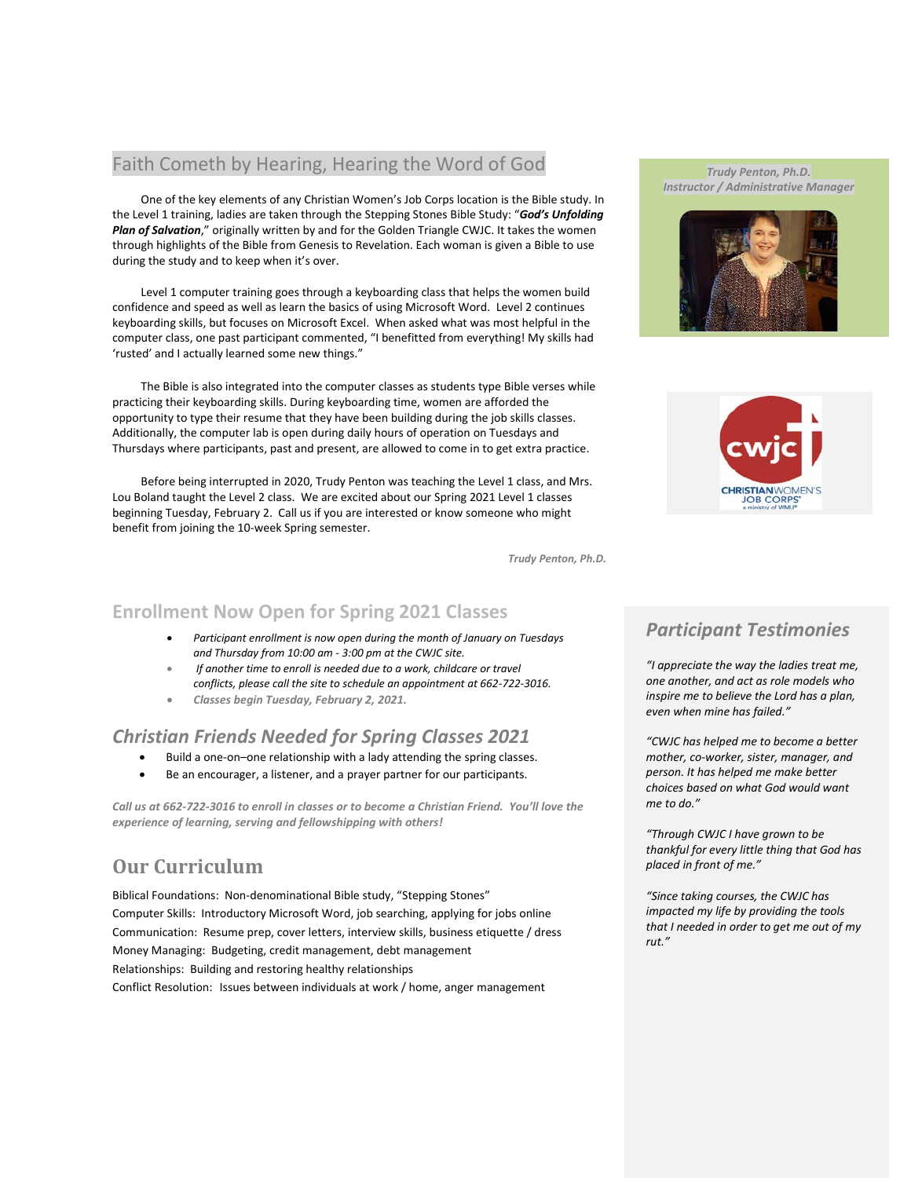## Faith Cometh by Hearing, Hearing the Word of God

One of the key elements of any Christian Women's Job Corps location is the Bible study. In the Level 1 training, ladies are taken through the Stepping Stones Bible Study: "***God's Unfolding Plan of Salvation***," originally written by and for the Golden Triangle CWJC. It takes the women through highlights of the Bible from Genesis to Revelation. Each woman is given a Bible to use during the study and to keep when it's over.

Level 1 computer training goes through a keyboarding class that helps the women build confidence and speed as well as learn the basics of using Microsoft Word. Level 2 continues keyboarding skills, but focuses on Microsoft Excel. When asked what was most helpful in the computer class, one past participant commented, "I benefitted from everything! My skills had 'rusted' and I actually learned some new things."

The Bible is also integrated into the computer classes as students type Bible verses while practicing their keyboarding skills. During keyboarding time, women are afforded the opportunity to type their resume that they have been building during the job skills classes. Additionally, the computer lab is open during daily hours of operation on Tuesdays and Thursdays where participants, past and present, are allowed to come in to get extra practice.

Before being interrupted in 2020, Trudy Penton was teaching the Level 1 class, and Mrs. Lou Boland taught the Level 2 class. We are excited about our Spring 2021 Level 1 classes beginning Tuesday, February 2. Call us if you are interested or know someone who might benefit from joining the 10-week Spring semester.

***Trudy Penton, Ph.D.***

***Trudy Penton, Ph.D.***
***Instructor / Administrative Manager***

## Enrollment Now Open for Spring 2021 Classes

- *Participant enrollment is now open during the month of January on Tuesdays and Thursday from 10:00 am - 3:00 pm at the CWJC site.*
- *If another time to enroll is needed due to a work, childcare or travel conflicts, please call the site to schedule an appointment at 662-722-3016.*
- ***Classes begin Tuesday, February 2, 2021.***

## *Christian Friends Needed for Spring Classes 2021*

- Build a one-on–one relationship with a lady attending the spring classes.
- Be an encourager, a listener, and a prayer partner for our participants.

***Call us at 662-722-3016 to enroll in classes or to become a Christian Friend. You'll love the experience of learning, serving and fellowshipping with others!***

## Our Curriculum

Biblical Foundations: Non-denominational Bible study, "Stepping Stones"
Computer Skills: Introductory Microsoft Word, job searching, applying for jobs online
Communication: Resume prep, cover letters, interview skills, business etiquette / dress
Money Managing: Budgeting, credit management, debt management
Relationships: Building and restoring healthy relationships
Conflict Resolution: Issues between individuals at work / home, anger management

## *Participant Testimonies*

*"I appreciate the way the ladies treat me, one another, and act as role models who inspire me to believe the Lord has a plan, even when mine has failed."*

*"CWJC has helped me to become a better mother, co-worker, sister, manager, and person. It has helped me make better choices based on what God would want me to do."*

*"Through CWJC I have grown to be thankful for every little thing that God has placed in front of me."*

*"Since taking courses, the CWJC has impacted my life by providing the tools that I needed in order to get me out of my rut."*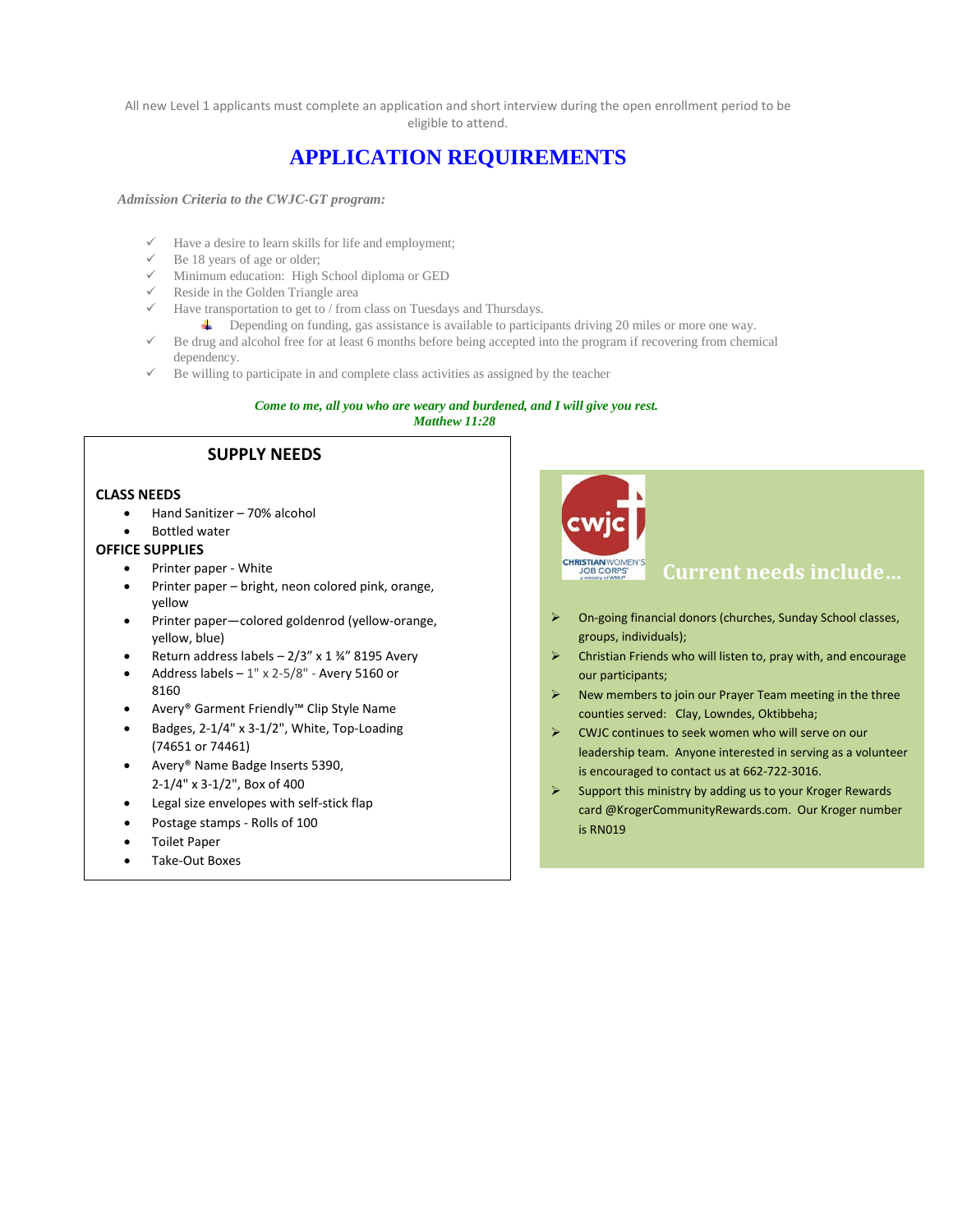All new Level 1 applicants must complete an application and short interview during the open enrollment period to be eligible to attend.

# APPLICATION REQUIREMENTS

*Admission Criteria to the CWJC-GT program:*

- ✓ Have a desire to learn skills for life and employment;
- ✓ Be 18 years of age or older;
- ✓ Minimum education: High School diploma or GED
- ✓ Reside in the Golden Triangle area
- ✓ Have transportation to get to / from class on Tuesdays and Thursdays.
  - Depending on funding, gas assistance is available to participants driving 20 miles or more one way.
- ✓ Be drug and alcohol free for at least 6 months before being accepted into the program if recovering from chemical dependency.
- ✓ Be willing to participate in and complete class activities as assigned by the teacher

***Come to me, all you who are weary and burdened, and I will give you rest.***
***Matthew 11:28***

## SUPPLY NEEDS

**CLASS NEEDS**

- Hand Sanitizer – 70% alcohol
- Bottled water

**OFFICE SUPPLIES**

- Printer paper - White
- Printer paper – bright, neon colored pink, orange, yellow
- Printer paper—colored goldenrod (yellow-orange, yellow, blue)
- Return address labels – 2/3" x 1 ¾" 8195 Avery
- Address labels – 1" x 2-5/8" - Avery 5160 or 8160
- Avery® Garment Friendly™ Clip Style Name
- Badges, 2-1/4" x 3-1/2", White, Top-Loading (74651 or 74461)
- Avery® Name Badge Inserts 5390, 2-1/4" x 3-1/2", Box of 400
- Legal size envelopes with self-stick flap
- Postage stamps - Rolls of 100
- Toilet Paper
- Take-Out Boxes

## Current needs include…

- On-going financial donors (churches, Sunday School classes, groups, individuals);
- Christian Friends who will listen to, pray with, and encourage our participants;
- New members to join our Prayer Team meeting in the three counties served: Clay, Lowndes, Oktibbeha;
- CWJC continues to seek women who will serve on our leadership team. Anyone interested in serving as a volunteer is encouraged to contact us at 662-722-3016.
- Support this ministry by adding us to your Kroger Rewards card @KrogerCommunityRewards.com. Our Kroger number is RN019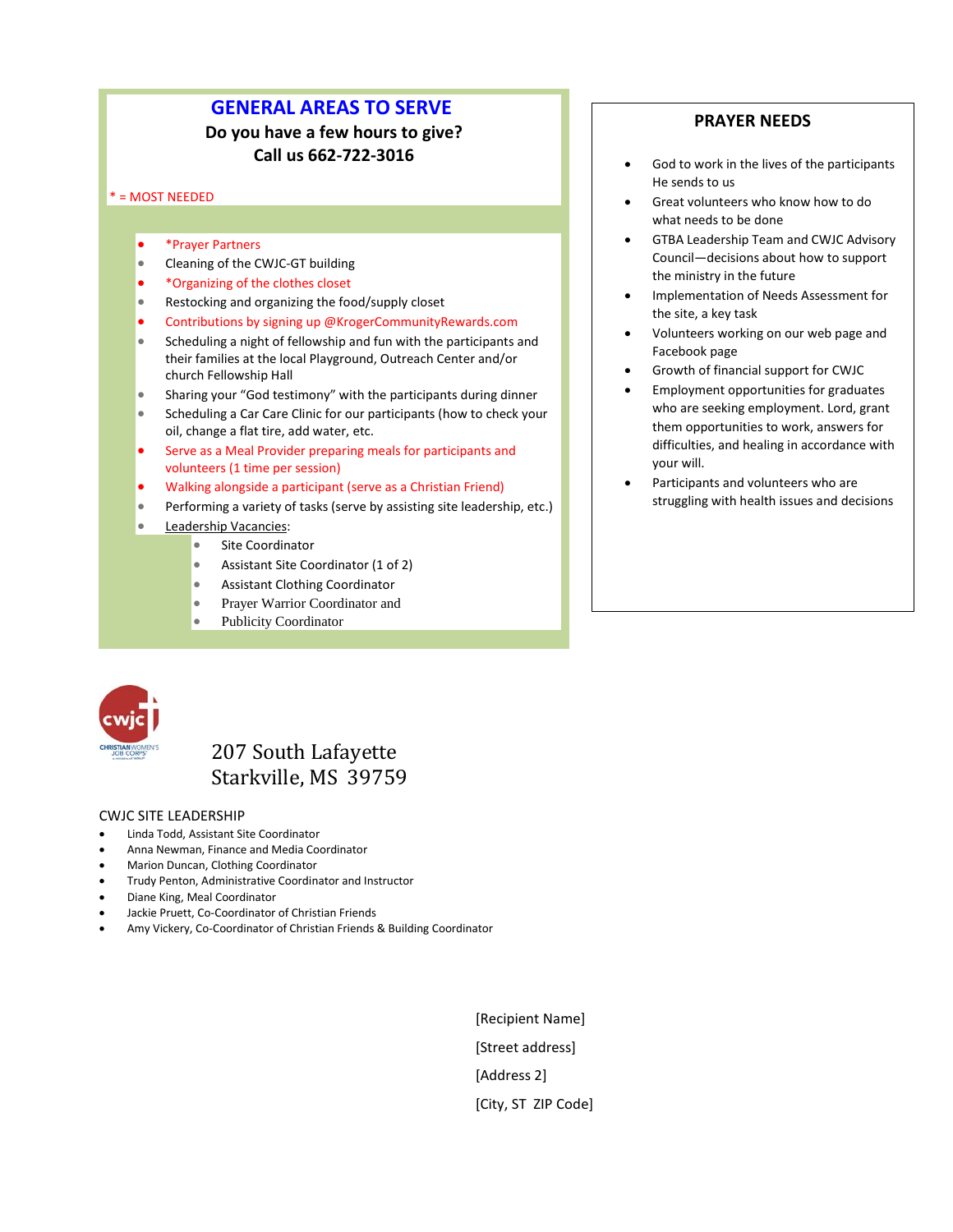## GENERAL AREAS TO SERVE

**Do you have a few hours to give?**
**Call us 662-722-3016**

* = MOST NEEDED

- *Prayer Partners
- Cleaning of the CWJC-GT building
- *Organizing of the clothes closet
- Restocking and organizing the food/supply closet
- Contributions by signing up @KrogerCommunityRewards.com
- Scheduling a night of fellowship and fun with the participants and their families at the local Playground, Outreach Center and/or church Fellowship Hall
- Sharing your "God testimony" with the participants during dinner
- Scheduling a Car Care Clinic for our participants (how to check your oil, change a flat tire, add water, etc.
- Serve as a Meal Provider preparing meals for participants and volunteers (1 time per session)
- Walking alongside a participant (serve as a Christian Friend)
- Performing a variety of tasks (serve by assisting site leadership, etc.)
- Leadership Vacancies:
  - Site Coordinator
  - Assistant Site Coordinator (1 of 2)
  - Assistant Clothing Coordinator
  - Prayer Warrior Coordinator and
  - Publicity Coordinator

## PRAYER NEEDS

- God to work in the lives of the participants He sends to us
- Great volunteers who know how to do what needs to be done
- GTBA Leadership Team and CWJC Advisory Council—decisions about how to support the ministry in the future
- Implementation of Needs Assessment for the site, a key task
- Volunteers working on our web page and Facebook page
- Growth of financial support for CWJC
- Employment opportunities for graduates who are seeking employment. Lord, grant them opportunities to work, answers for difficulties, and healing in accordance with your will.
- Participants and volunteers who are struggling with health issues and decisions

cwjc CHRISTIAN WOMEN'S JOB CORPS

207 South Lafayette
Starkville, MS 39759

CWJC SITE LEADERSHIP

- Linda Todd, Assistant Site Coordinator
- Anna Newman, Finance and Media Coordinator
- Marion Duncan, Clothing Coordinator
- Trudy Penton, Administrative Coordinator and Instructor
- Diane King, Meal Coordinator
- Jackie Pruett, Co-Coordinator of Christian Friends
- Amy Vickery, Co-Coordinator of Christian Friends & Building Coordinator

[Recipient Name]
[Street address]
[Address 2]
[City, ST ZIP Code]